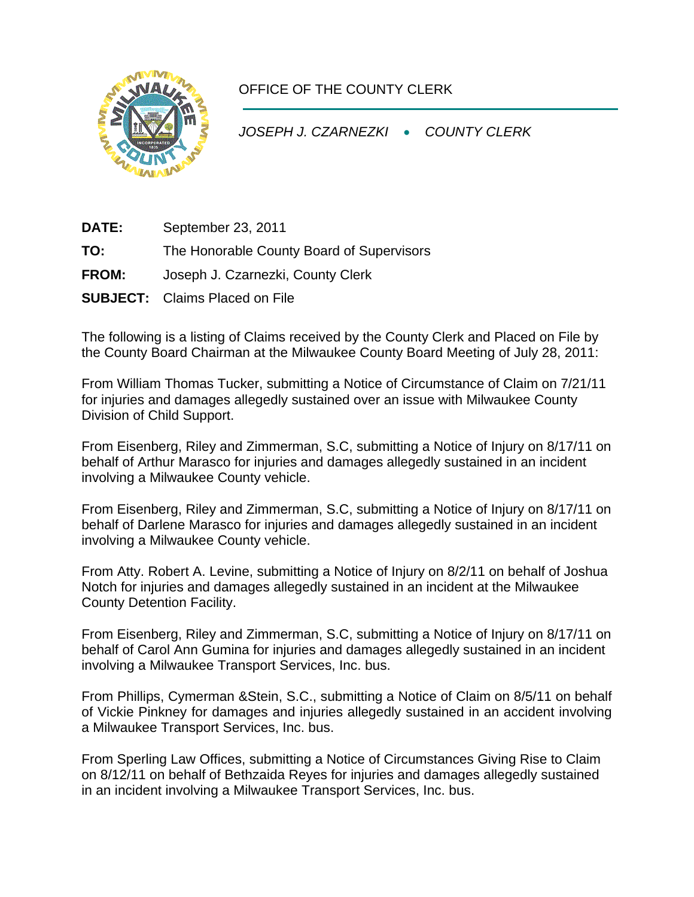OFFICE OF THE COUNTY CLERK

*JOSEPH J. CZARNEZKI • COUNTY CLERK*

**DATE:** September 23, 2011

**TO:** The Honorable County Board of Supervisors

**FROM:** Joseph J. Czarnezki, County Clerk

**SUBJECT:** Claims Placed on File

The following is a listing of Claims received by the County Clerk and Placed on File by the County Board Chairman at the Milwaukee County Board Meeting of July 28, 2011:

From William Thomas Tucker, submitting a Notice of Circumstance of Claim on 7/21/11 for injuries and damages allegedly sustained over an issue with Milwaukee County Division of Child Support.

From Eisenberg, Riley and Zimmerman, S.C, submitting a Notice of Injury on 8/17/11 on behalf of Arthur Marasco for injuries and damages allegedly sustained in an incident involving a Milwaukee County vehicle.

From Eisenberg, Riley and Zimmerman, S.C, submitting a Notice of Injury on 8/17/11 on behalf of Darlene Marasco for injuries and damages allegedly sustained in an incident involving a Milwaukee County vehicle.

From Atty. Robert A. Levine, submitting a Notice of Injury on 8/2/11 on behalf of Joshua Notch for injuries and damages allegedly sustained in an incident at the Milwaukee County Detention Facility.

From Eisenberg, Riley and Zimmerman, S.C, submitting a Notice of Injury on 8/17/11 on behalf of Carol Ann Gumina for injuries and damages allegedly sustained in an incident involving a Milwaukee Transport Services, Inc. bus.

From Phillips, Cymerman &Stein, S.C., submitting a Notice of Claim on 8/5/11 on behalf of Vickie Pinkney for damages and injuries allegedly sustained in an accident involving a Milwaukee Transport Services, Inc. bus.

From Sperling Law Offices, submitting a Notice of Circumstances Giving Rise to Claim on 8/12/11 on behalf of Bethzaida Reyes for injuries and damages allegedly sustained in an incident involving a Milwaukee Transport Services, Inc. bus.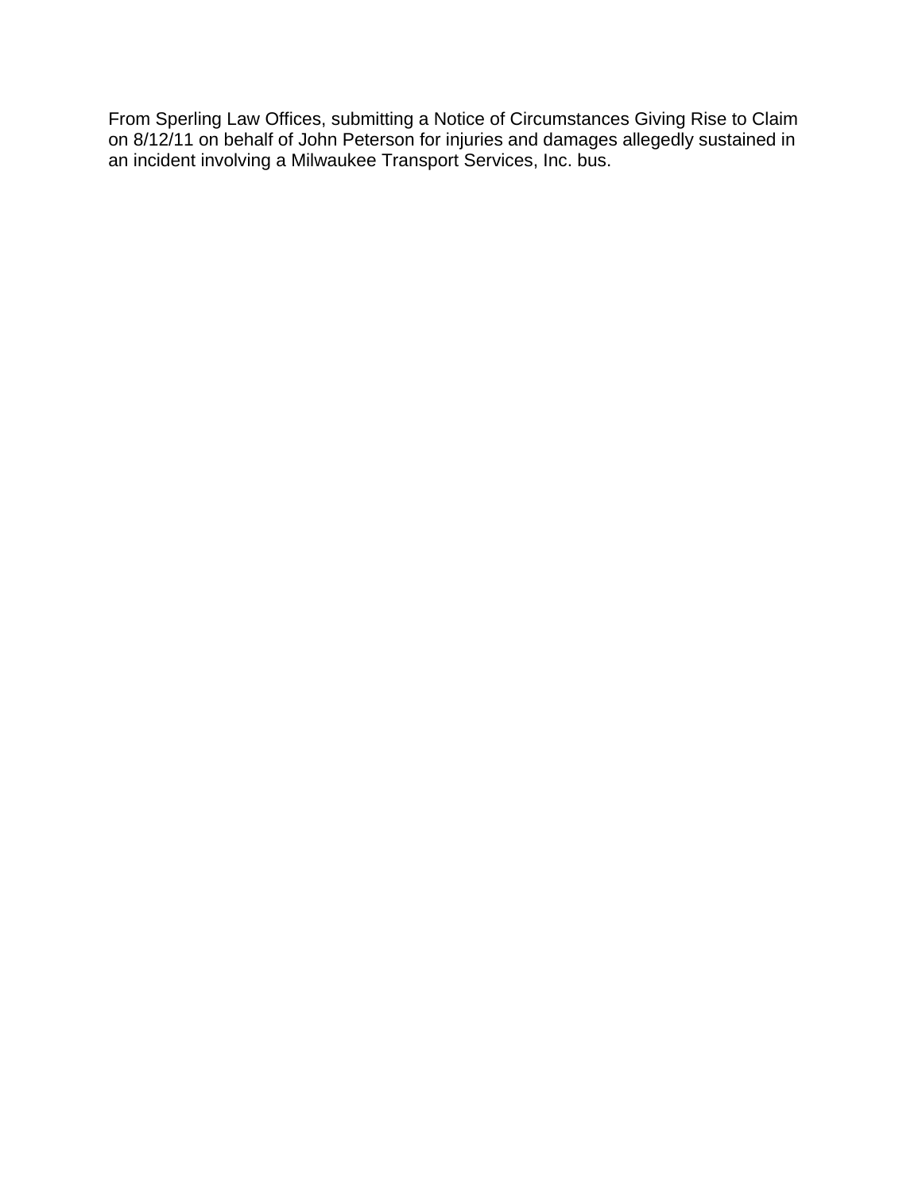From Sperling Law Offices, submitting a Notice of Circumstances Giving Rise to Claim on 8/12/11 on behalf of John Peterson for injuries and damages allegedly sustained in an incident involving a Milwaukee Transport Services, Inc. bus.